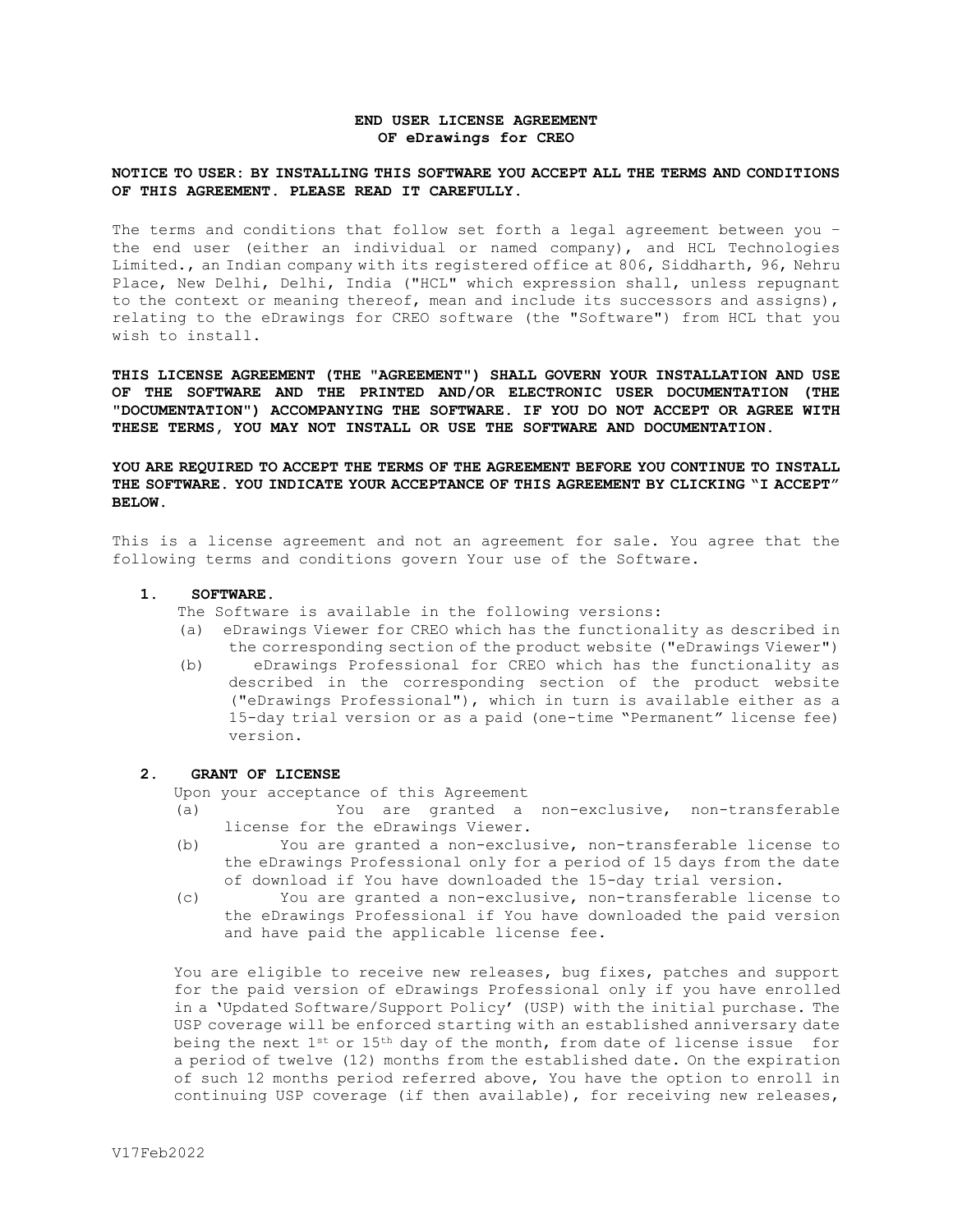# END USER LICENSE AGREEMENT
# OF eDrawings for CREO

**NOTICE TO USER: BY INSTALLING THIS SOFTWARE YOU ACCEPT ALL THE TERMS AND CONDITIONS OF THIS AGREEMENT. PLEASE READ IT CAREFULLY.**

The terms and conditions that follow set forth a legal agreement between you – the end user (either an individual or named company), and HCL Technologies Limited., an Indian company with its registered office at 806, Siddharth, 96, Nehru Place, New Delhi, Delhi, India ("HCL" which expression shall, unless repugnant to the context or meaning thereof, mean and include its successors and assigns), relating to the eDrawings for CREO software (the "Software") from HCL that you wish to install.

**THIS LICENSE AGREEMENT (THE "AGREEMENT") SHALL GOVERN YOUR INSTALLATION AND USE OF THE SOFTWARE AND THE PRINTED AND/OR ELECTRONIC USER DOCUMENTATION (THE "DOCUMENTATION") ACCOMPANYING THE SOFTWARE. IF YOU DO NOT ACCEPT OR AGREE WITH THESE TERMS, YOU MAY NOT INSTALL OR USE THE SOFTWARE AND DOCUMENTATION.**

**YOU ARE REQUIRED TO ACCEPT THE TERMS OF THE AGREEMENT BEFORE YOU CONTINUE TO INSTALL THE SOFTWARE. YOU INDICATE YOUR ACCEPTANCE OF THIS AGREEMENT BY CLICKING "I ACCEPT" BELOW.**

This is a license agreement and not an agreement for sale. You agree that the following terms and conditions govern Your use of the Software.

## 1. SOFTWARE.

The Software is available in the following versions:

(a) eDrawings Viewer for CREO which has the functionality as described in the corresponding section of the product website ("eDrawings Viewer")

(b) eDrawings Professional for CREO which has the functionality as described in the corresponding section of the product website ("eDrawings Professional"), which in turn is available either as a 15-day trial version or as a paid (one-time "Permanent" license fee) version.

## 2. GRANT OF LICENSE

Upon your acceptance of this Agreement

(a) You are granted a non-exclusive, non-transferable license for the eDrawings Viewer.

(b) You are granted a non-exclusive, non-transferable license to the eDrawings Professional only for a period of 15 days from the date of download if You have downloaded the 15-day trial version.

(c) You are granted a non-exclusive, non-transferable license to the eDrawings Professional if You have downloaded the paid version and have paid the applicable license fee.

You are eligible to receive new releases, bug fixes, patches and support for the paid version of eDrawings Professional only if you have enrolled in a 'Updated Software/Support Policy' (USP) with the initial purchase. The USP coverage will be enforced starting with an established anniversary date being the next 1st or 15th day of the month, from date of license issue for a period of twelve (12) months from the established date. On the expiration of such 12 months period referred above, You have the option to enroll in continuing USP coverage (if then available), for receiving new releases,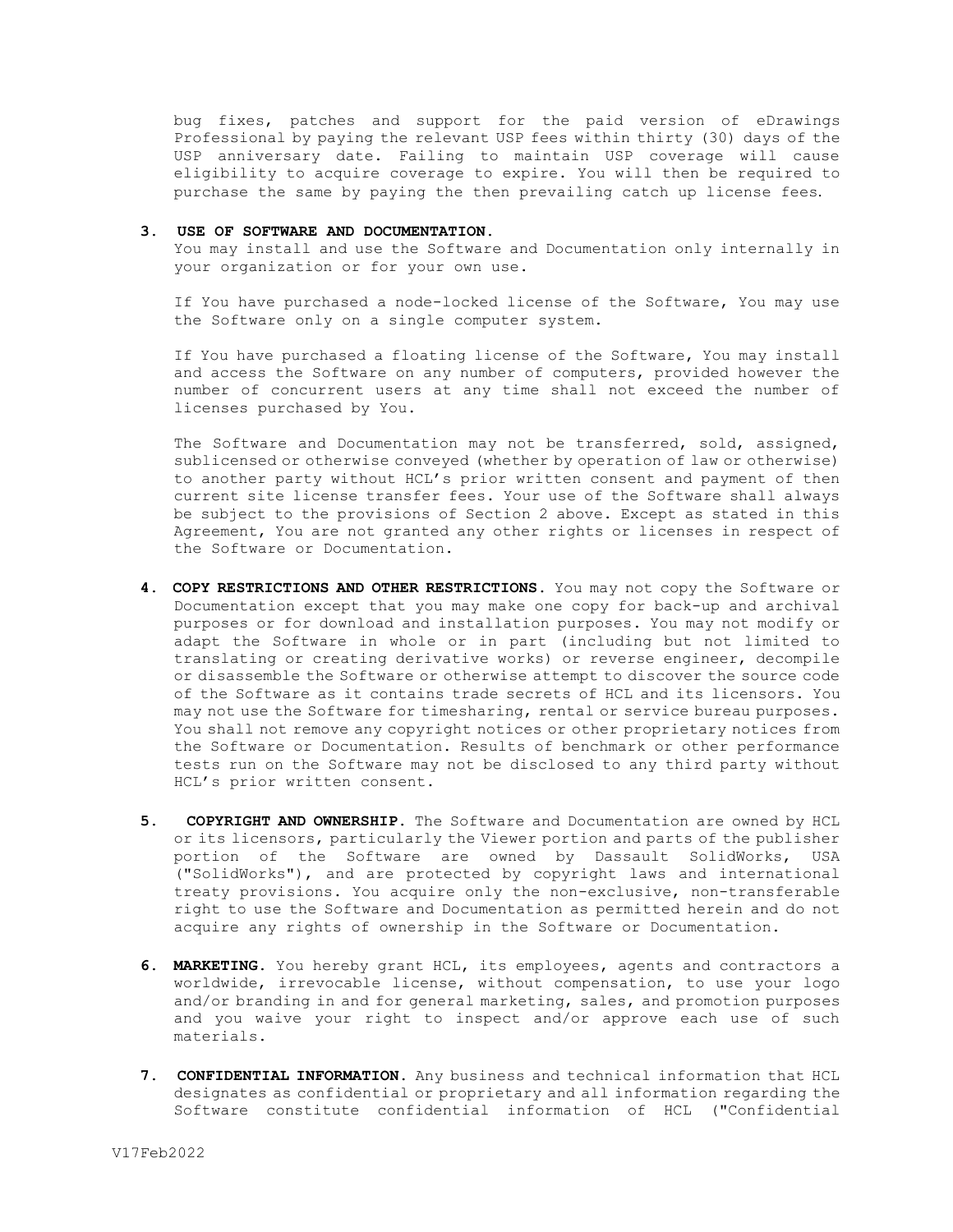bug fixes, patches and support for the paid version of eDrawings Professional by paying the relevant USP fees within thirty (30) days of the USP anniversary date. Failing to maintain USP coverage will cause eligibility to acquire coverage to expire. You will then be required to purchase the same by paying the then prevailing catch up license fees.

**3. USE OF SOFTWARE AND DOCUMENTATION.**

You may install and use the Software and Documentation only internally in your organization or for your own use.

If You have purchased a node-locked license of the Software, You may use the Software only on a single computer system.

If You have purchased a floating license of the Software, You may install and access the Software on any number of computers, provided however the number of concurrent users at any time shall not exceed the number of licenses purchased by You.

The Software and Documentation may not be transferred, sold, assigned, sublicensed or otherwise conveyed (whether by operation of law or otherwise) to another party without HCL's prior written consent and payment of then current site license transfer fees. Your use of the Software shall always be subject to the provisions of Section 2 above. Except as stated in this Agreement, You are not granted any other rights or licenses in respect of the Software or Documentation.

**4. COPY RESTRICTIONS AND OTHER RESTRICTIONS.** You may not copy the Software or Documentation except that you may make one copy for back-up and archival purposes or for download and installation purposes. You may not modify or adapt the Software in whole or in part (including but not limited to translating or creating derivative works) or reverse engineer, decompile or disassemble the Software or otherwise attempt to discover the source code of the Software as it contains trade secrets of HCL and its licensors. You may not use the Software for timesharing, rental or service bureau purposes. You shall not remove any copyright notices or other proprietary notices from the Software or Documentation. Results of benchmark or other performance tests run on the Software may not be disclosed to any third party without HCL's prior written consent.

**5. COPYRIGHT AND OWNERSHIP.** The Software and Documentation are owned by HCL or its licensors, particularly the Viewer portion and parts of the publisher portion of the Software are owned by Dassault SolidWorks, USA ("SolidWorks"), and are protected by copyright laws and international treaty provisions. You acquire only the non-exclusive, non-transferable right to use the Software and Documentation as permitted herein and do not acquire any rights of ownership in the Software or Documentation.

**6. MARKETING.** You hereby grant HCL, its employees, agents and contractors a worldwide, irrevocable license, without compensation, to use your logo and/or branding in and for general marketing, sales, and promotion purposes and you waive your right to inspect and/or approve each use of such materials.

**7. CONFIDENTIAL INFORMATION.** Any business and technical information that HCL designates as confidential or proprietary and all information regarding the Software constitute confidential information of HCL ("Confidential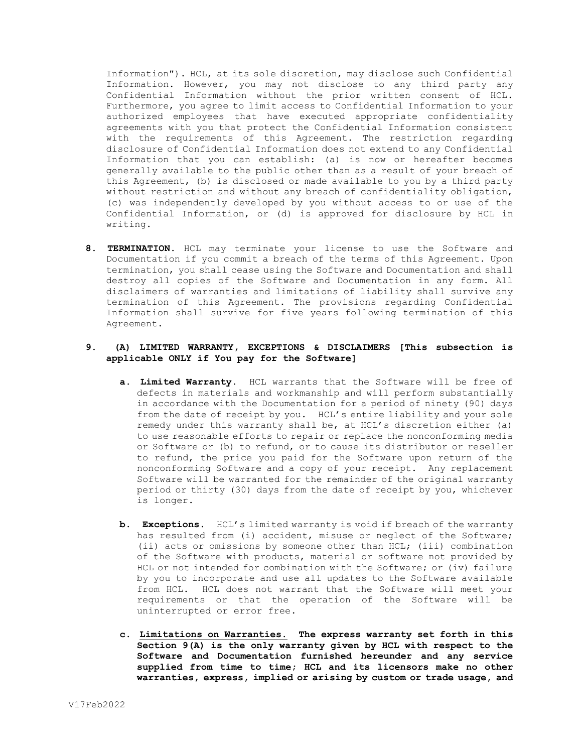Information"). HCL, at its sole discretion, may disclose such Confidential Information. However, you may not disclose to any third party any Confidential Information without the prior written consent of HCL. Furthermore, you agree to limit access to Confidential Information to your authorized employees that have executed appropriate confidentiality agreements with you that protect the Confidential Information consistent with the requirements of this Agreement. The restriction regarding disclosure of Confidential Information does not extend to any Confidential Information that you can establish: (a) is now or hereafter becomes generally available to the public other than as a result of your breach of this Agreement, (b) is disclosed or made available to you by a third party without restriction and without any breach of confidentiality obligation, (c) was independently developed by you without access to or use of the Confidential Information, or (d) is approved for disclosure by HCL in writing.

8. **TERMINATION.** HCL may terminate your license to use the Software and Documentation if you commit a breach of the terms of this Agreement. Upon termination, you shall cease using the Software and Documentation and shall destroy all copies of the Software and Documentation in any form. All disclaimers of warranties and limitations of liability shall survive any termination of this Agreement. The provisions regarding Confidential Information shall survive for five years following termination of this Agreement.

9. **(A) LIMITED WARRANTY, EXCEPTIONS & DISCLAIMERS [This subsection is applicable ONLY if You pay for the Software]**

   a. **Limited Warranty.** HCL warrants that the Software will be free of defects in materials and workmanship and will perform substantially in accordance with the Documentation for a period of ninety (90) days from the date of receipt by you. HCL's entire liability and your sole remedy under this warranty shall be, at HCL's discretion either (a) to use reasonable efforts to repair or replace the nonconforming media or Software or (b) to refund, or to cause its distributor or reseller to refund, the price you paid for the Software upon return of the nonconforming Software and a copy of your receipt. Any replacement Software will be warranted for the remainder of the original warranty period or thirty (30) days from the date of receipt by you, whichever is longer.

   b. **Exceptions.** HCL's limited warranty is void if breach of the warranty has resulted from (i) accident, misuse or neglect of the Software; (ii) acts or omissions by someone other than HCL; (iii) combination of the Software with products, material or software not provided by HCL or not intended for combination with the Software; or (iv) failure by you to incorporate and use all updates to the Software available from HCL. HCL does not warrant that the Software will meet your requirements or that the operation of the Software will be uninterrupted or error free.

   c. **Limitations on Warranties. The express warranty set forth in this Section 9(A) is the only warranty given by HCL with respect to the Software and Documentation furnished hereunder and any service supplied from time to time; HCL and its licensors make no other warranties, express, implied or arising by custom or trade usage, and**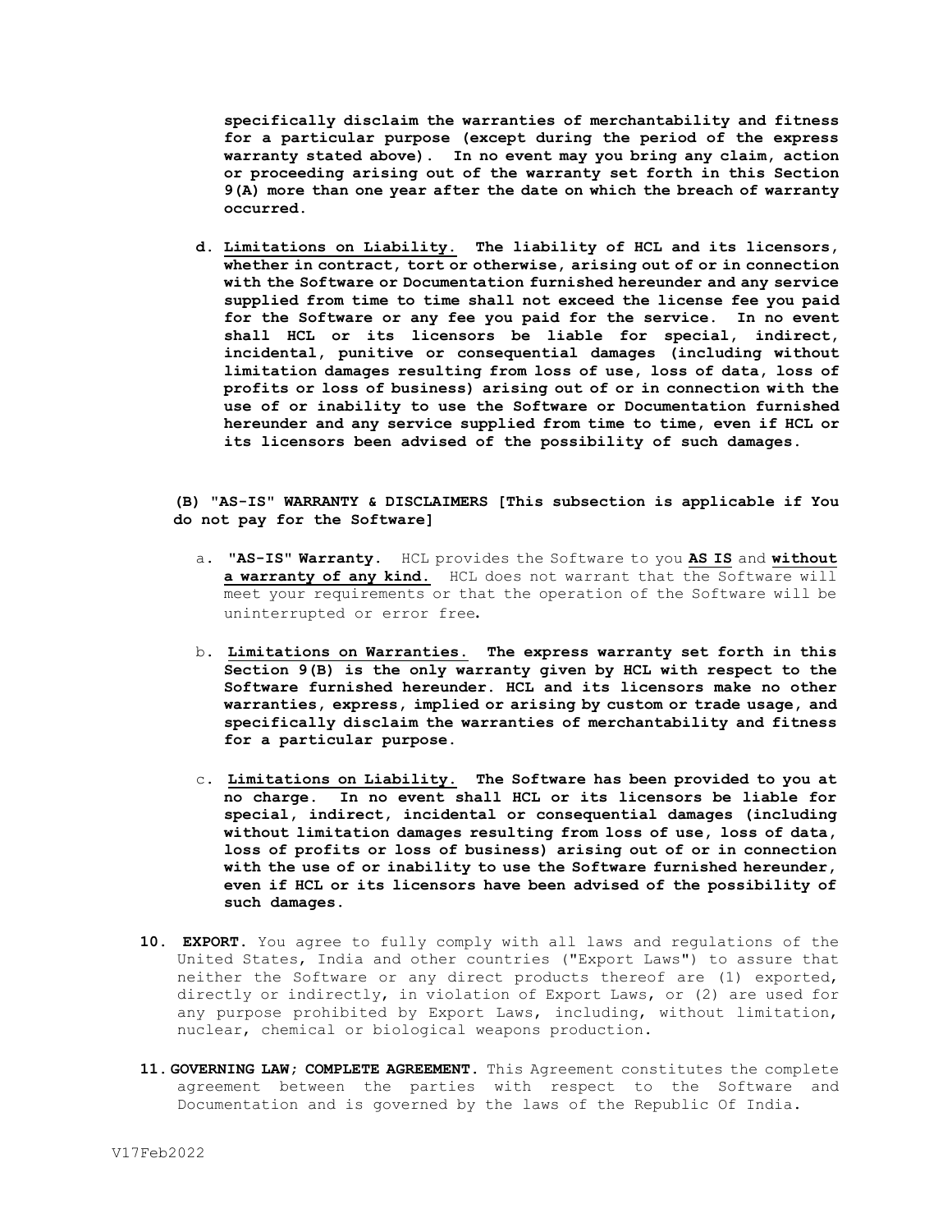**specifically disclaim the warranties of merchantability and fitness for a particular purpose (except during the period of the express warranty stated above). In no event may you bring any claim, action or proceeding arising out of the warranty set forth in this Section 9(A) more than one year after the date on which the breach of warranty occurred.**

d. **Limitations on Liability. The liability of HCL and its licensors, whether in contract, tort or otherwise, arising out of or in connection with the Software or Documentation furnished hereunder and any service supplied from time to time shall not exceed the license fee you paid for the Software or any fee you paid for the service. In no event shall HCL or its licensors be liable for special, indirect, incidental, punitive or consequential damages (including without limitation damages resulting from loss of use, loss of data, loss of profits or loss of business) arising out of or in connection with the use of or inability to use the Software or Documentation furnished hereunder and any service supplied from time to time, even if HCL or its licensors been advised of the possibility of such damages.**

**(B) "AS-IS" WARRANTY & DISCLAIMERS [This subsection is applicable if You do not pay for the Software]**

a. **"AS-IS" Warranty.** HCL provides the Software to you **AS IS** and **without a warranty of any kind.** HCL does not warrant that the Software will meet your requirements or that the operation of the Software will be uninterrupted or error free.

b. **Limitations on Warranties. The express warranty set forth in this Section 9(B) is the only warranty given by HCL with respect to the Software furnished hereunder. HCL and its licensors make no other warranties, express, implied or arising by custom or trade usage, and specifically disclaim the warranties of merchantability and fitness for a particular purpose.**

c. **Limitations on Liability. The Software has been provided to you at no charge. In no event shall HCL or its licensors be liable for special, indirect, incidental or consequential damages (including without limitation damages resulting from loss of use, loss of data, loss of profits or loss of business) arising out of or in connection with the use of or inability to use the Software furnished hereunder, even if HCL or its licensors have been advised of the possibility of such damages.**

10. **EXPORT.** You agree to fully comply with all laws and regulations of the United States, India and other countries ("Export Laws") to assure that neither the Software or any direct products thereof are (1) exported, directly or indirectly, in violation of Export Laws, or (2) are used for any purpose prohibited by Export Laws, including, without limitation, nuclear, chemical or biological weapons production.

11. **GOVERNING LAW; COMPLETE AGREEMENT.** This Agreement constitutes the complete agreement between the parties with respect to the Software and Documentation and is governed by the laws of the Republic Of India.

V17Feb2022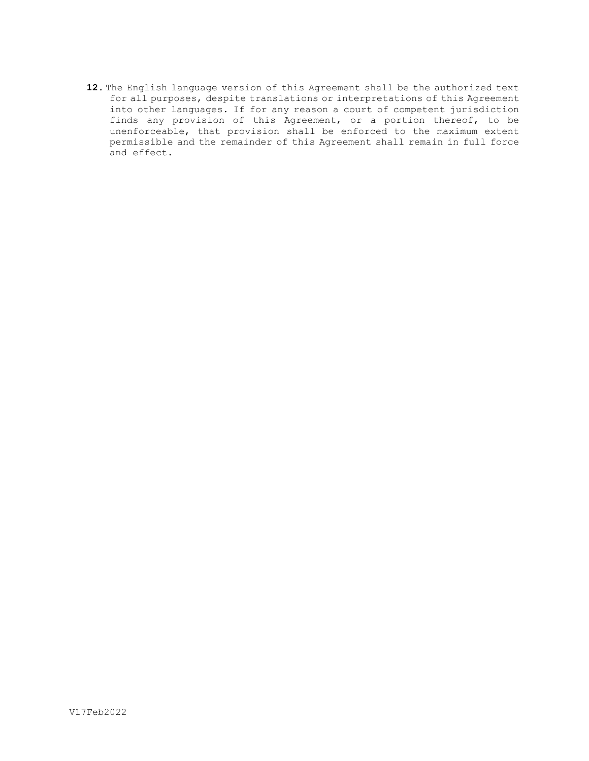**12.** The English language version of this Agreement shall be the authorized text for all purposes, despite translations or interpretations of this Agreement into other languages. If for any reason a court of competent jurisdiction finds any provision of this Agreement, or a portion thereof, to be unenforceable, that provision shall be enforced to the maximum extent permissible and the remainder of this Agreement shall remain in full force and effect.